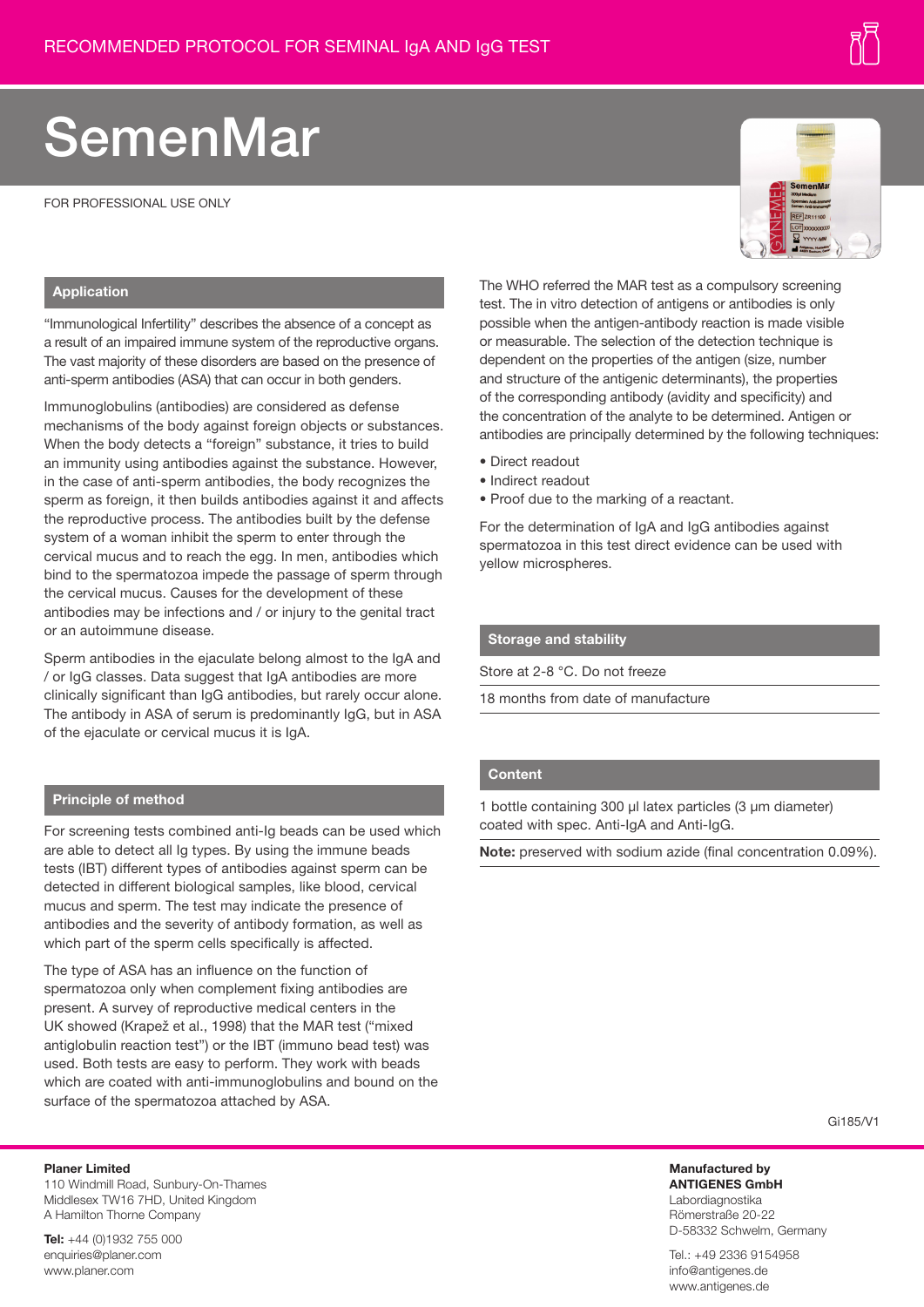RECOMMENDED PROTOCOL FOR SEMINAL IgA AND IgG TEST

# SemenMar

FOR PROFESSIONAL USE ONLY

## Application

"Immunological Infertility" describes the absence of a concept as a result of an impaired immune system of the reproductive organs. The vast majority of these disorders are based on the presence of anti-sperm antibodies (ASA) that can occur in both genders.

Immunoglobulins (antibodies) are considered as defense mechanisms of the body against foreign objects or substances. When the body detects a "foreign" substance, it tries to build an immunity using antibodies against the substance. However, in the case of anti-sperm antibodies, the body recognizes the sperm as foreign, it then builds antibodies against it and affects the reproductive process. The antibodies built by the defense system of a woman inhibit the sperm to enter through the cervical mucus and to reach the egg. In men, antibodies which bind to the spermatozoa impede the passage of sperm through the cervical mucus. Causes for the development of these antibodies may be infections and / or injury to the genital tract or an autoimmune disease.

Sperm antibodies in the ejaculate belong almost to the IgA and / or IgG classes. Data suggest that IgA antibodies are more clinically significant than IgG antibodies, but rarely occur alone. The antibody in ASA of serum is predominantly IgG, but in ASA of the ejaculate or cervical mucus it is IgA.

## Principle of method

For screening tests combined anti-Ig beads can be used which are able to detect all Ig types. By using the immune beads tests (IBT) different types of antibodies against sperm can be detected in different biological samples, like blood, cervical mucus and sperm. The test may indicate the presence of antibodies and the severity of antibody formation, as well as which part of the sperm cells specifically is affected.

The type of ASA has an influence on the function of spermatozoa only when complement fixing antibodies are present. A survey of reproductive medical centers in the UK showed (Krapež et al., 1998) that the MAR test ("mixed antiglobulin reaction test") or the IBT (immuno bead test) was used. Both tests are easy to perform. They work with beads which are coated with anti-immunoglobulins and bound on the surface of the spermatozoa attached by ASA.

The WHO referred the MAR test as a compulsory screening test. The in vitro detection of antigens or antibodies is only possible when the antigen-antibody reaction is made visible or measurable. The selection of the detection technique is dependent on the properties of the antigen (size, number and structure of the antigenic determinants), the properties of the corresponding antibody (avidity and specificity) and the concentration of the analyte to be determined. Antigen or antibodies are principally determined by the following techniques:

- Direct readout
- Indirect readout
- Proof due to the marking of a reactant.

For the determination of IgA and IgG antibodies against spermatozoa in this test direct evidence can be used with yellow microspheres.

## Storage and stability

Store at 2-8 °C. Do not freeze

18 months from date of manufacture

## Content

1 bottle containing 300 µl latex particles (3 µm diameter) coated with spec. Anti-IgA and Anti-IgG.

**Note:** preserved with sodium azide (final concentration 0.09%).

Gi185/V1

**Planer Limited**
110 Windmill Road, Sunbury-On-Thames
Middlesex TW16 7HD, United Kingdom
A Hamilton Thorne Company

**Tel:** +44 (0)1932 755 000
enquiries@planer.com
www.planer.com

**Manufactured by**
**ANTIGENES GmbH**
Labordiagnostika
Römerstraße 20-22
D-58332 Schwelm, Germany

Tel.: +49 2336 9154958
info@antigenes.de
www.antigenes.de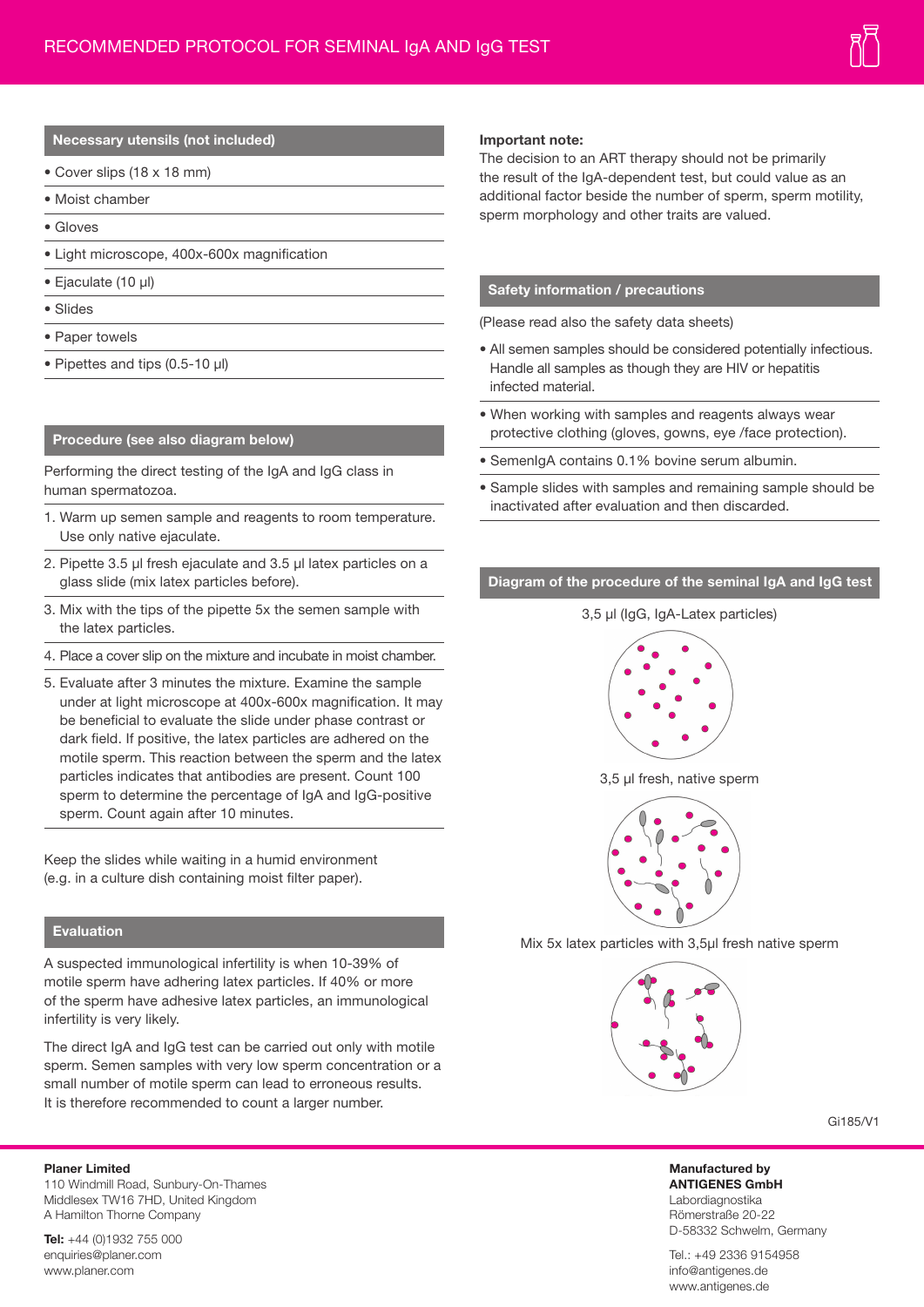# RECOMMENDED PROTOCOL FOR SEMINAL IgA AND IgG TEST

## Necessary utensils (not included)

- Cover slips (18 x 18 mm)
- Moist chamber
- Gloves
- Light microscope, 400x-600x magnification
- Ejaculate (10 µl)
- Slides
- Paper towels
- Pipettes and tips (0.5-10 µl)

## Procedure (see also diagram below)

Performing the direct testing of the IgA and IgG class in human spermatozoa.

1. Warm up semen sample and reagents to room temperature. Use only native ejaculate.
2. Pipette 3.5 µl fresh ejaculate and 3.5 µl latex particles on a glass slide (mix latex particles before).
3. Mix with the tips of the pipette 5x the semen sample with the latex particles.
4. Place a cover slip on the mixture and incubate in moist chamber.
5. Evaluate after 3 minutes the mixture. Examine the sample under at light microscope at 400x-600x magnification. It may be beneficial to evaluate the slide under phase contrast or dark field. If positive, the latex particles are adhered on the motile sperm. This reaction between the sperm and the latex particles indicates that antibodies are present. Count 100 sperm to determine the percentage of IgA and IgG-positive sperm. Count again after 10 minutes.

Keep the slides while waiting in a humid environment (e.g. in a culture dish containing moist filter paper).

## Evaluation

A suspected immunological infertility is when 10-39% of motile sperm have adhering latex particles. If 40% or more of the sperm have adhesive latex particles, an immunological infertility is very likely.

The direct IgA and IgG test can be carried out only with motile sperm. Semen samples with very low sperm concentration or a small number of motile sperm can lead to erroneous results. It is therefore recommended to count a larger number.

**Important note:**
The decision to an ART therapy should not be primarily the result of the IgA-dependent test, but could value as an additional factor beside the number of sperm, sperm motility, sperm morphology and other traits are valued.

## Safety information / precautions

(Please read also the safety data sheets)

- All semen samples should be considered potentially infectious. Handle all samples as though they are HIV or hepatitis infected material.
- When working with samples and reagents always wear protective clothing (gloves, gowns, eye /face protection).
- SemenIgA contains 0.1% bovine serum albumin.
- Sample slides with samples and remaining sample should be inactivated after evaluation and then discarded.

## Diagram of the procedure of the seminal IgA and IgG test

3,5 µl (IgG, IgA-Latex particles)

3,5 µl fresh, native sperm

Mix 5x latex particles with 3,5µl fresh native sperm

Gi185/V1

**Planer Limited**
110 Windmill Road, Sunbury-On-Thames
Middlesex TW16 7HD, United Kingdom
A Hamilton Thorne Company

**Tel:** +44 (0)1932 755 000
enquiries@planer.com
www.planer.com

**Manufactured by**
**ANTIGENES GmbH**
Labordiagnostika
Römerstraße 20-22
D-58332 Schwelm, Germany

Tel.: +49 2336 9154958
info@antigenes.de
www.antigenes.de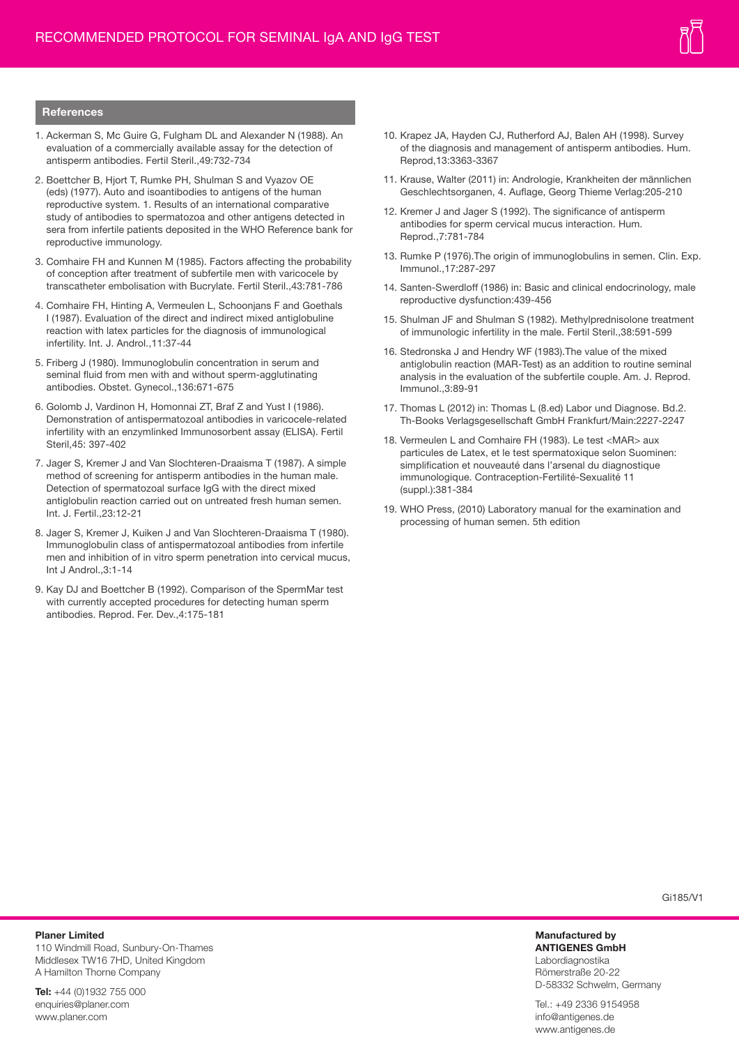## References

1. Ackerman S, Mc Guire G, Fulgham DL and Alexander N (1988). An evaluation of a commercially available assay for the detection of antisperm antibodies. Fertil Steril.,49:732-734
2. Boettcher B, Hjort T, Rumke PH, Shulman S and Vyazov OE (eds) (1977). Auto and isoantibodies to antigens of the human reproductive system. 1. Results of an international comparative study of antibodies to spermatozoa and other antigens detected in sera from infertile patients deposited in the WHO Reference bank for reproductive immunology.
3. Comhaire FH and Kunnen M (1985). Factors affecting the probability of conception after treatment of subfertile men with varicocele by transcatheter embolisation with Bucrylate. Fertil Steril.,43:781-786
4. Comhaire FH, Hinting A, Vermeulen L, Schoonjans F and Goethals I (1987). Evaluation of the direct and indirect mixed antiglobuline reaction with latex particles for the diagnosis of immunological infertility. Int. J. Androl.,11:37-44
5. Friberg J (1980). Immunoglobulin concentration in serum and seminal fluid from men with and without sperm-agglutinating antibodies. Obstet. Gynecol.,136:671-675
6. Golomb J, Vardinon H, Homonnai ZT, Braf Z and Yust I (1986). Demonstration of antispermatozoal antibodies in varicocele-related infertility with an enzymlinked Immunosorbent assay (ELISA). Fertil Steril,45: 397-402
7. Jager S, Kremer J and Van Slochteren-Draaisma T (1987). A simple method of screening for antisperm antibodies in the human male. Detection of spermatozoal surface IgG with the direct mixed antiglobulin reaction carried out on untreated fresh human semen. Int. J. Fertil.,23:12-21
8. Jager S, Kremer J, Kuiken J and Van Slochteren-Draaisma T (1980). Immunoglobulin class of antispermatozoal antibodies from infertile men and inhibition of in vitro sperm penetration into cervical mucus, Int J Androl.,3:1-14
9. Kay DJ and Boettcher B (1992). Comparison of the SpermMar test with currently accepted procedures for detecting human sperm antibodies. Reprod. Fer. Dev.,4:175-181
10. Krapez JA, Hayden CJ, Rutherford AJ, Balen AH (1998). Survey of the diagnosis and management of antisperm antibodies. Hum. Reprod,13:3363-3367
11. Krause, Walter (2011) in: Andrologie, Krankheiten der männlichen Geschlechtsorganen, 4. Auflage, Georg Thieme Verlag:205-210
12. Kremer J and Jager S (1992). The significance of antisperm antibodies for sperm cervical mucus interaction. Hum. Reprod.,7:781-784
13. Rumke P (1976).The origin of immunoglobulins in semen. Clin. Exp. Immunol.,17:287-297
14. Santen-Swerdloff (1986) in: Basic and clinical endocrinology, male reproductive dysfunction:439-456
15. Shulman JF and Shulman S (1982). Methylprednisolone treatment of immunologic infertility in the male. Fertil Steril.,38:591-599
16. Stedronska J and Hendry WF (1983).The value of the mixed antiglobulin reaction (MAR-Test) as an addition to routine seminal analysis in the evaluation of the subfertile couple. Am. J. Reprod. Immunol.,3:89-91
17. Thomas L (2012) in: Thomas L (8.ed) Labor und Diagnose. Bd.2. Th-Books Verlagsgesellschaft GmbH Frankfurt/Main:2227-2247
18. Vermeulen L and Comhaire FH (1983). Le test <MAR> aux particules de Latex, et le test spermatoxique selon Suominen: simplification et nouveauté dans l'arsenal du diagnostique immunologique. Contraception-Fertilité-Sexualité 11 (suppl.):381-384
19. WHO Press, (2010) Laboratory manual for the examination and processing of human semen. 5th edition

Gi185/V1

**Planer Limited**
110 Windmill Road, Sunbury-On-Thames
Middlesex TW16 7HD, United Kingdom
A Hamilton Thorne Company

**Tel:** +44 (0)1932 755 000
enquiries@planer.com
www.planer.com

**Manufactured by**
**ANTIGENES GmbH**
Labordiagnostika
Römerstraße 20-22
D-58332 Schwelm, Germany

Tel.: +49 2336 9154958
info@antigenes.de
www.antigenes.de